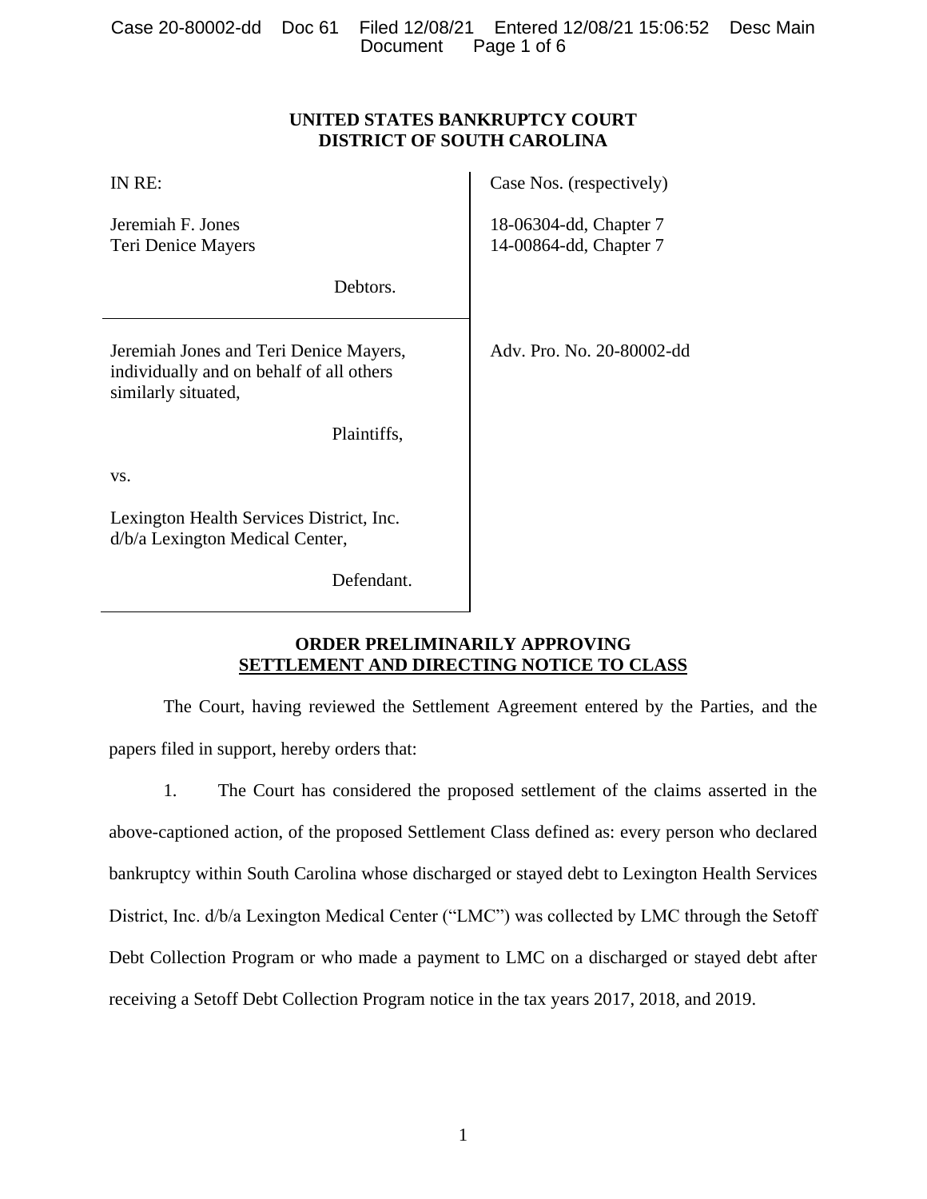**UNITED STATES BANKRUPTCY COURT**
**DISTRICT OF SOUTH CAROLINA**

| | |
|---|---|
| IN RE:<br><br>Jeremiah F. Jones<br>Teri Denice Mayers<br><br>Debtors. | Case Nos. (respectively)<br><br>18-06304-dd, Chapter 7<br>14-00864-dd, Chapter 7 |
| Jeremiah Jones and Teri Denice Mayers, individually and on behalf of all others similarly situated,<br><br>Plaintiffs,<br><br>vs.<br><br>Lexington Health Services District, Inc. d/b/a Lexington Medical Center,<br><br>Defendant. | Adv. Pro. No. 20-80002-dd |

**ORDER PRELIMINARILY APPROVING**
**<u>SETTLEMENT AND DIRECTING NOTICE TO CLASS</u>**

The Court, having reviewed the Settlement Agreement entered by the Parties, and the papers filed in support, hereby orders that:

1. The Court has considered the proposed settlement of the claims asserted in the above-captioned action, of the proposed Settlement Class defined as: every person who declared bankruptcy within South Carolina whose discharged or stayed debt to Lexington Health Services District, Inc. d/b/a Lexington Medical Center ("LMC") was collected by LMC through the Setoff Debt Collection Program or who made a payment to LMC on a discharged or stayed debt after receiving a Setoff Debt Collection Program notice in the tax years 2017, 2018, and 2019.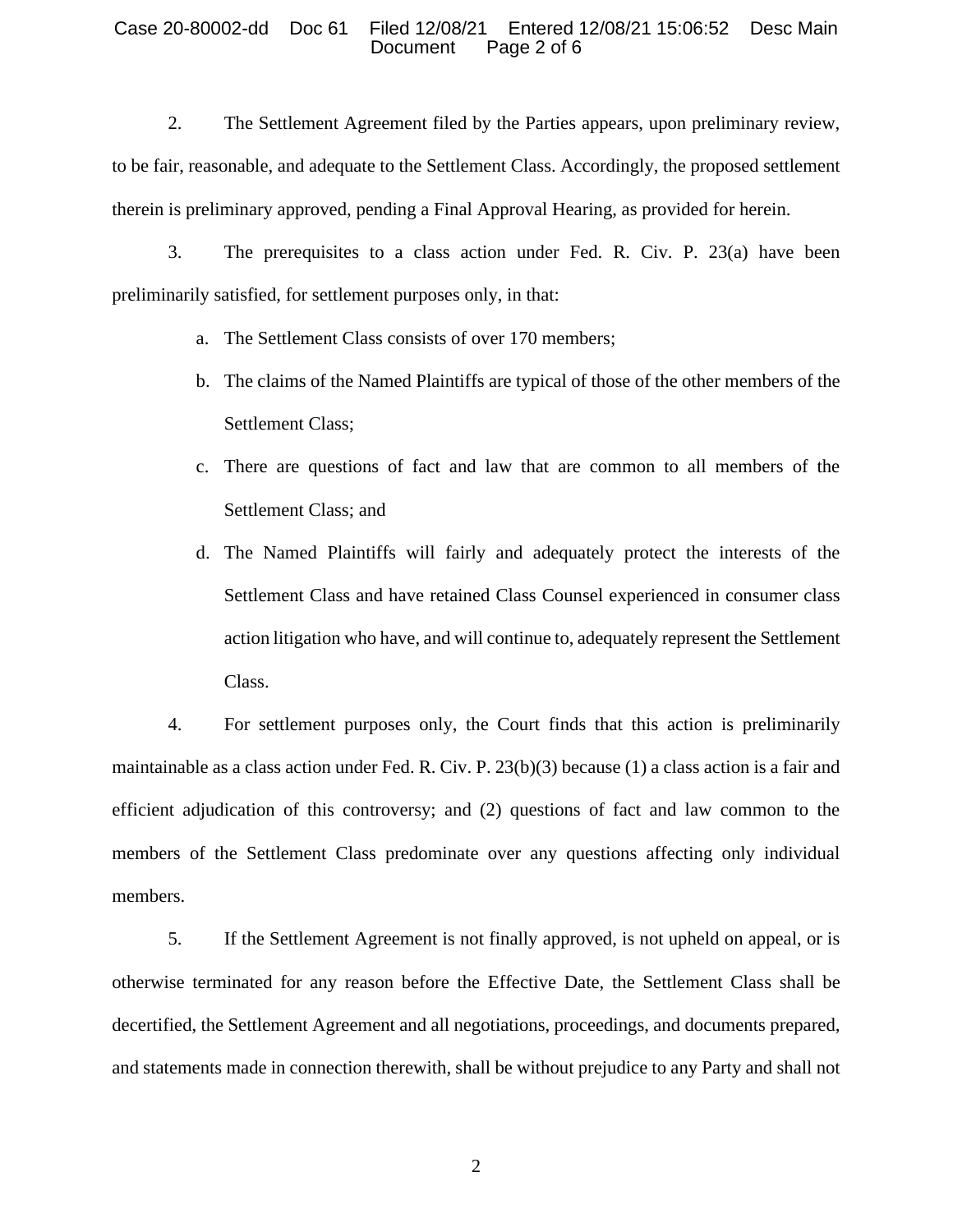2. The Settlement Agreement filed by the Parties appears, upon preliminary review, to be fair, reasonable, and adequate to the Settlement Class. Accordingly, the proposed settlement therein is preliminary approved, pending a Final Approval Hearing, as provided for herein.

3. The prerequisites to a class action under Fed. R. Civ. P. 23(a) have been preliminarily satisfied, for settlement purposes only, in that:

   a. The Settlement Class consists of over 170 members;

   b. The claims of the Named Plaintiffs are typical of those of the other members of the Settlement Class;

   c. There are questions of fact and law that are common to all members of the Settlement Class; and

   d. The Named Plaintiffs will fairly and adequately protect the interests of the Settlement Class and have retained Class Counsel experienced in consumer class action litigation who have, and will continue to, adequately represent the Settlement Class.

4. For settlement purposes only, the Court finds that this action is preliminarily maintainable as a class action under Fed. R. Civ. P. 23(b)(3) because (1) a class action is a fair and efficient adjudication of this controversy; and (2) questions of fact and law common to the members of the Settlement Class predominate over any questions affecting only individual members.

5. If the Settlement Agreement is not finally approved, is not upheld on appeal, or is otherwise terminated for any reason before the Effective Date, the Settlement Class shall be decertified, the Settlement Agreement and all negotiations, proceedings, and documents prepared, and statements made in connection therewith, shall be without prejudice to any Party and shall not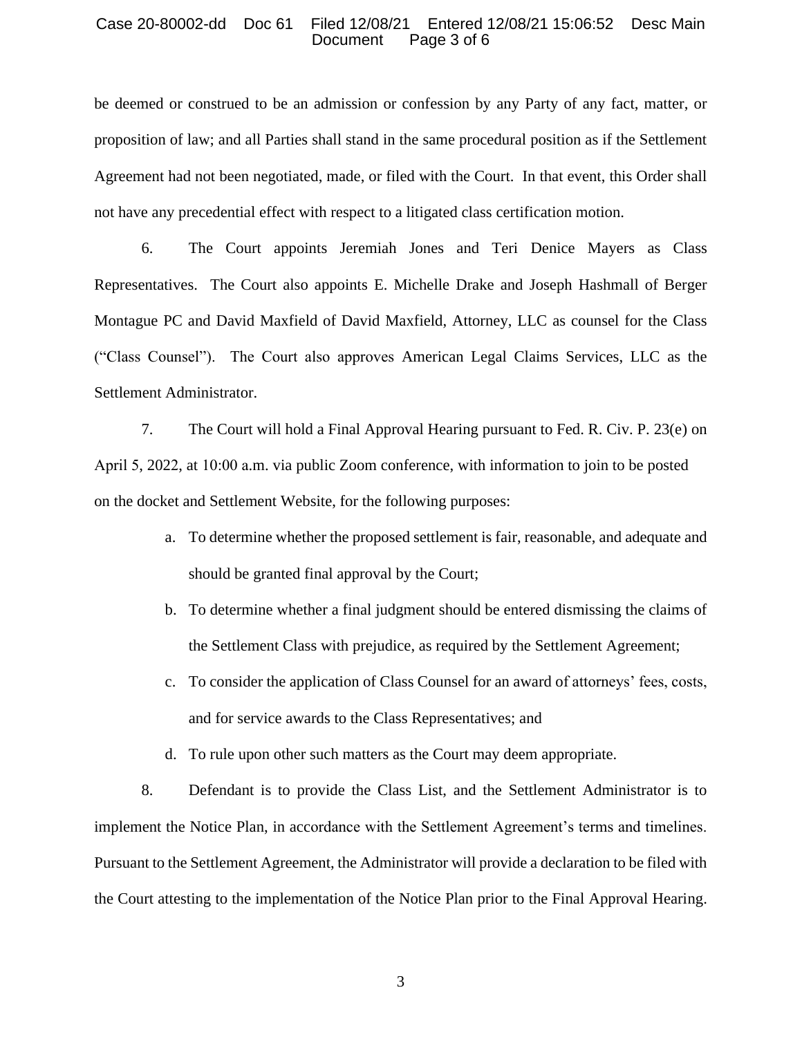be deemed or construed to be an admission or confession by any Party of any fact, matter, or proposition of law; and all Parties shall stand in the same procedural position as if the Settlement Agreement had not been negotiated, made, or filed with the Court. In that event, this Order shall not have any precedential effect with respect to a litigated class certification motion.

6. The Court appoints Jeremiah Jones and Teri Denice Mayers as Class Representatives. The Court also appoints E. Michelle Drake and Joseph Hashmall of Berger Montague PC and David Maxfield of David Maxfield, Attorney, LLC as counsel for the Class ("Class Counsel"). The Court also approves American Legal Claims Services, LLC as the Settlement Administrator.

7. The Court will hold a Final Approval Hearing pursuant to Fed. R. Civ. P. 23(e) on April 5, 2022, at 10:00 a.m. via public Zoom conference, with information to join to be posted on the docket and Settlement Website, for the following purposes:

a. To determine whether the proposed settlement is fair, reasonable, and adequate and should be granted final approval by the Court;

b. To determine whether a final judgment should be entered dismissing the claims of the Settlement Class with prejudice, as required by the Settlement Agreement;

c. To consider the application of Class Counsel for an award of attorneys' fees, costs, and for service awards to the Class Representatives; and

d. To rule upon other such matters as the Court may deem appropriate.

8. Defendant is to provide the Class List, and the Settlement Administrator is to implement the Notice Plan, in accordance with the Settlement Agreement's terms and timelines. Pursuant to the Settlement Agreement, the Administrator will provide a declaration to be filed with the Court attesting to the implementation of the Notice Plan prior to the Final Approval Hearing.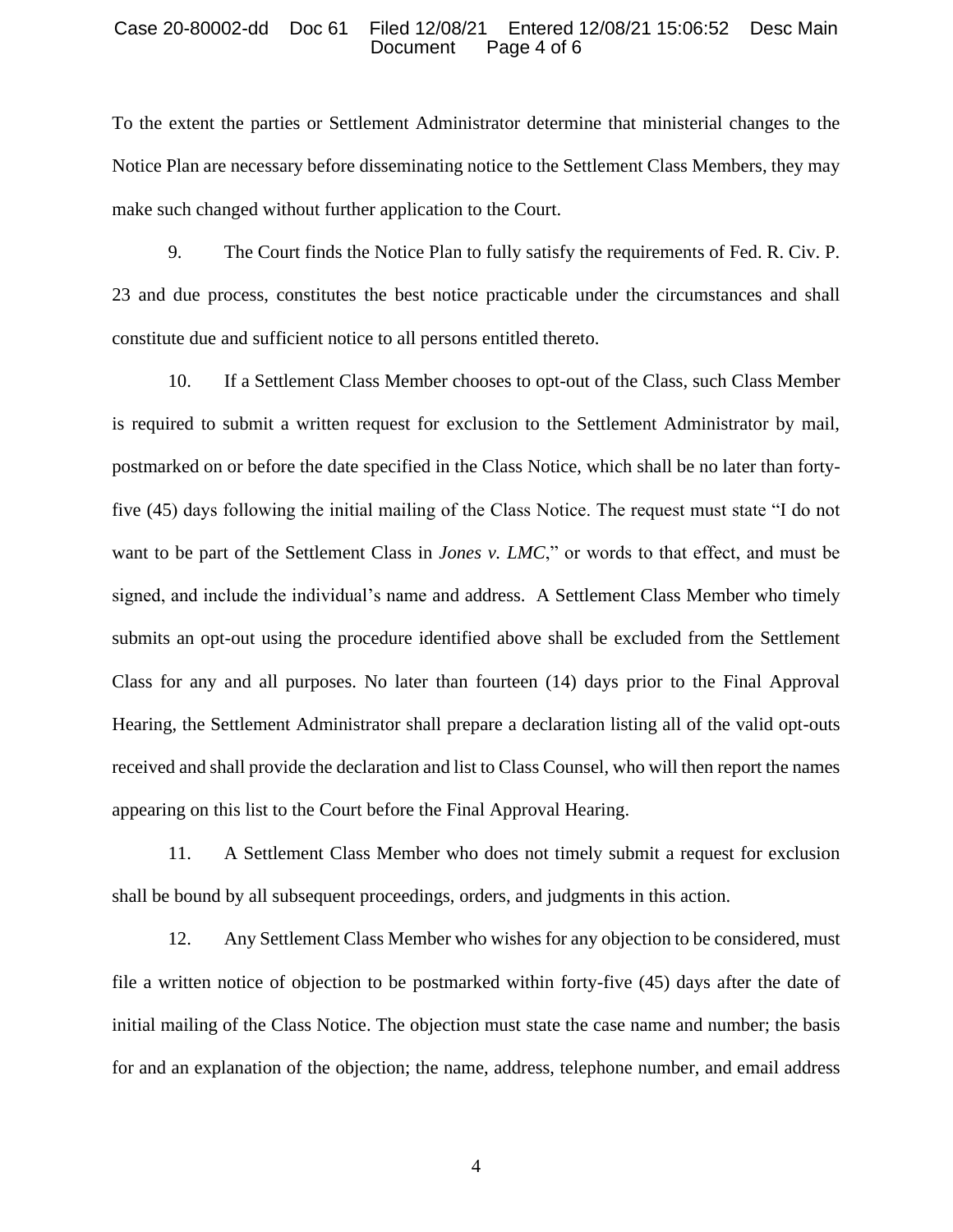To the extent the parties or Settlement Administrator determine that ministerial changes to the Notice Plan are necessary before disseminating notice to the Settlement Class Members, they may make such changed without further application to the Court.

9. The Court finds the Notice Plan to fully satisfy the requirements of Fed. R. Civ. P. 23 and due process, constitutes the best notice practicable under the circumstances and shall constitute due and sufficient notice to all persons entitled thereto.

10. If a Settlement Class Member chooses to opt-out of the Class, such Class Member is required to submit a written request for exclusion to the Settlement Administrator by mail, postmarked on or before the date specified in the Class Notice, which shall be no later than forty-five (45) days following the initial mailing of the Class Notice. The request must state "I do not want to be part of the Settlement Class in *Jones v. LMC*," or words to that effect, and must be signed, and include the individual's name and address. A Settlement Class Member who timely submits an opt-out using the procedure identified above shall be excluded from the Settlement Class for any and all purposes. No later than fourteen (14) days prior to the Final Approval Hearing, the Settlement Administrator shall prepare a declaration listing all of the valid opt-outs received and shall provide the declaration and list to Class Counsel, who will then report the names appearing on this list to the Court before the Final Approval Hearing.

11. A Settlement Class Member who does not timely submit a request for exclusion shall be bound by all subsequent proceedings, orders, and judgments in this action.

12. Any Settlement Class Member who wishes for any objection to be considered, must file a written notice of objection to be postmarked within forty-five (45) days after the date of initial mailing of the Class Notice. The objection must state the case name and number; the basis for and an explanation of the objection; the name, address, telephone number, and email address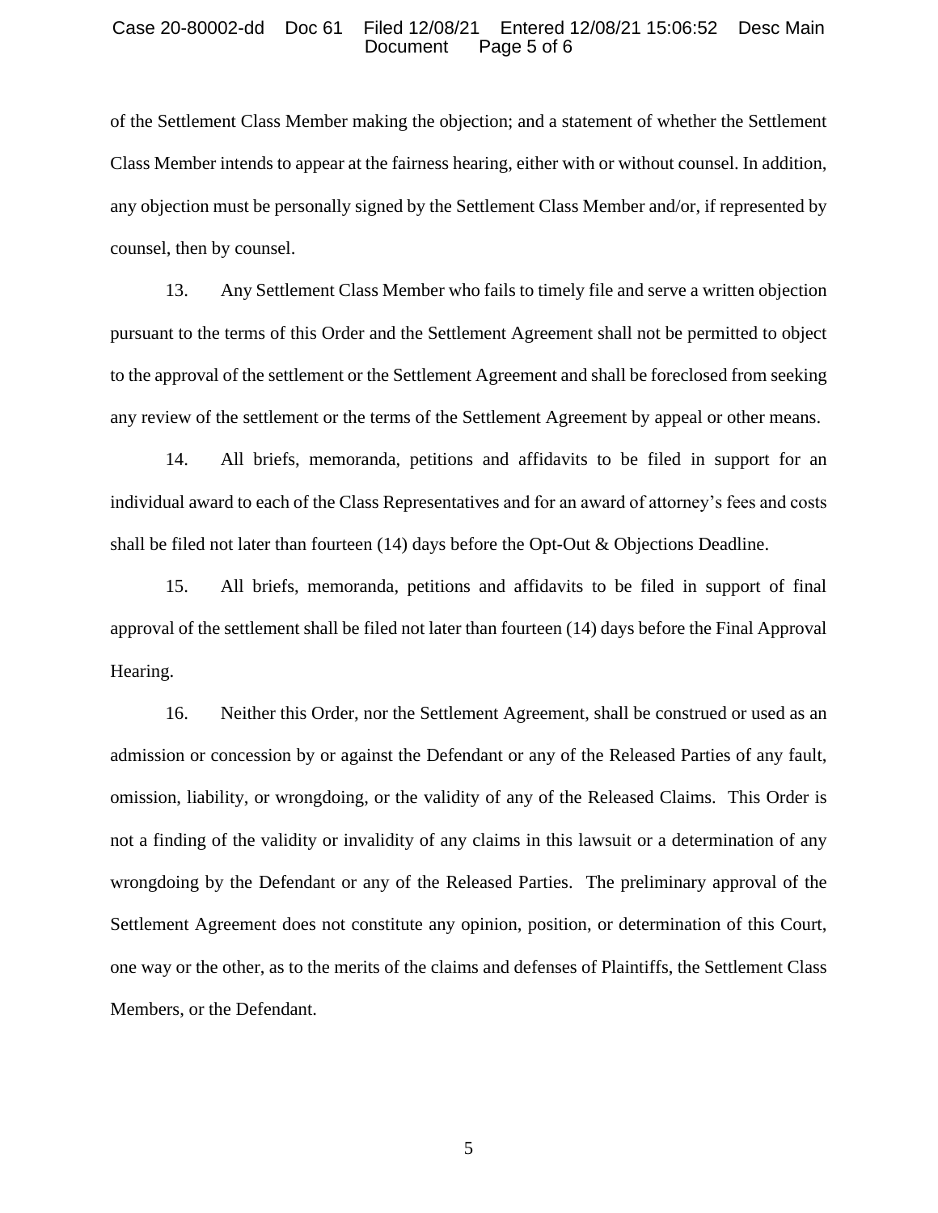of the Settlement Class Member making the objection; and a statement of whether the Settlement Class Member intends to appear at the fairness hearing, either with or without counsel. In addition, any objection must be personally signed by the Settlement Class Member and/or, if represented by counsel, then by counsel.

13. Any Settlement Class Member who fails to timely file and serve a written objection pursuant to the terms of this Order and the Settlement Agreement shall not be permitted to object to the approval of the settlement or the Settlement Agreement and shall be foreclosed from seeking any review of the settlement or the terms of the Settlement Agreement by appeal or other means.

14. All briefs, memoranda, petitions and affidavits to be filed in support for an individual award to each of the Class Representatives and for an award of attorney's fees and costs shall be filed not later than fourteen (14) days before the Opt-Out & Objections Deadline.

15. All briefs, memoranda, petitions and affidavits to be filed in support of final approval of the settlement shall be filed not later than fourteen (14) days before the Final Approval Hearing.

16. Neither this Order, nor the Settlement Agreement, shall be construed or used as an admission or concession by or against the Defendant or any of the Released Parties of any fault, omission, liability, or wrongdoing, or the validity of any of the Released Claims. This Order is not a finding of the validity or invalidity of any claims in this lawsuit or a determination of any wrongdoing by the Defendant or any of the Released Parties. The preliminary approval of the Settlement Agreement does not constitute any opinion, position, or determination of this Court, one way or the other, as to the merits of the claims and defenses of Plaintiffs, the Settlement Class Members, or the Defendant.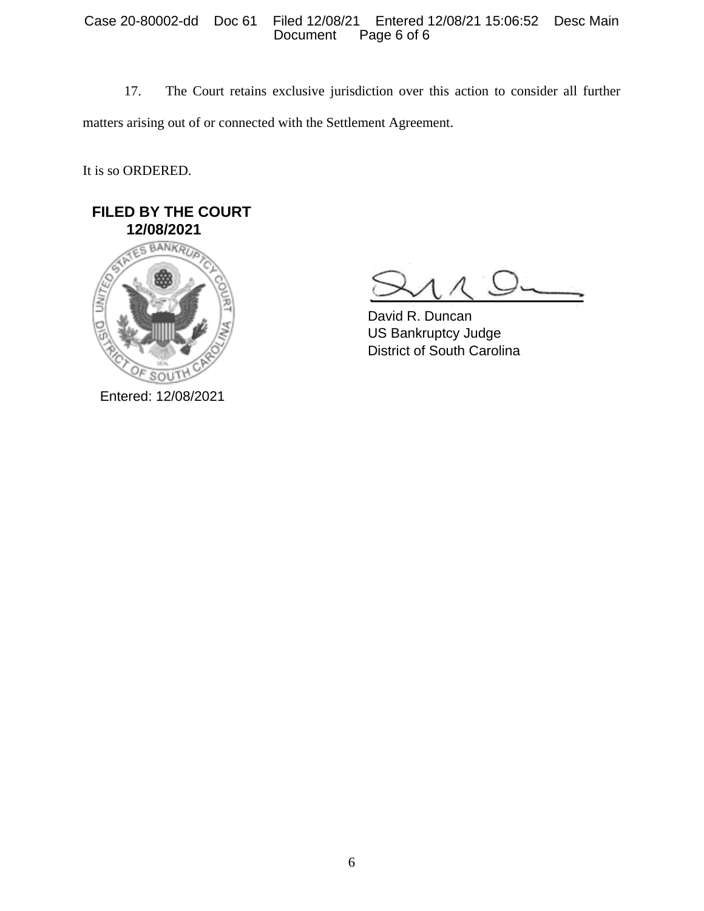17. The Court retains exclusive jurisdiction over this action to consider all further matters arising out of or connected with the Settlement Agreement.

It is so ORDERED.

**FILED BY THE COURT**
**12/08/2021**

Entered: 12/08/2021

David R. Duncan
US Bankruptcy Judge
District of South Carolina